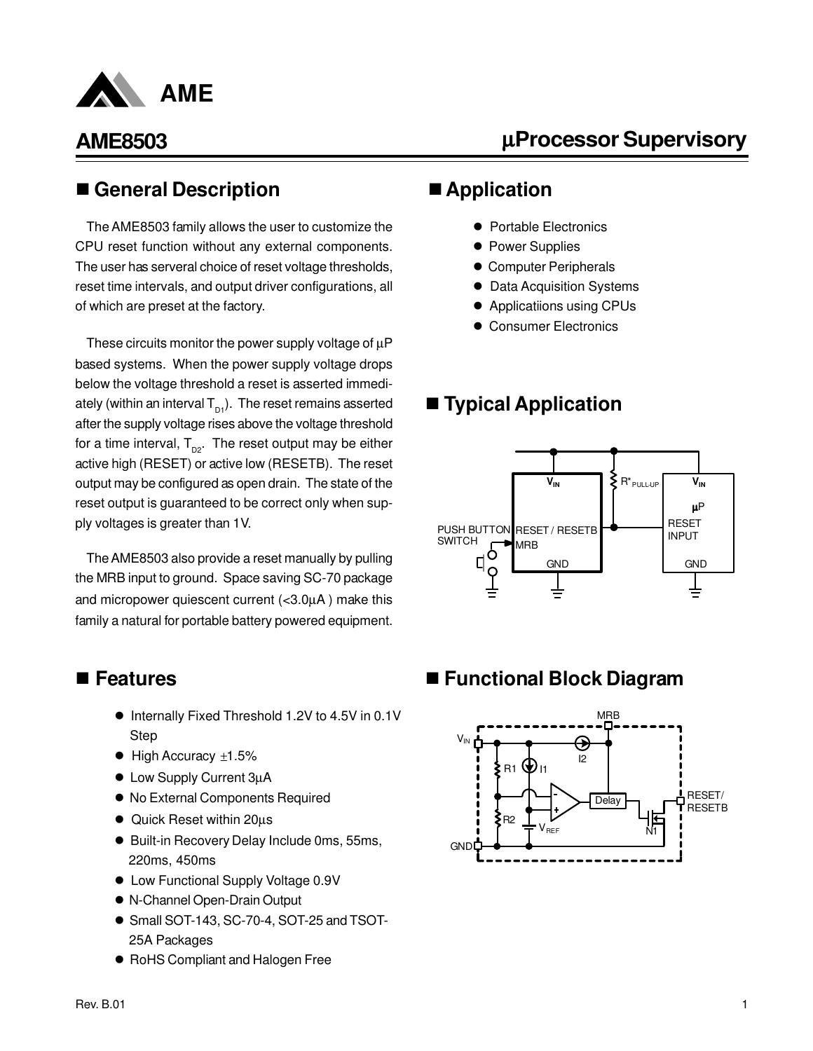# AME8503

## µProcessor Supervisory

## ■ General Description

The AME8503 family allows the user to customize the CPU reset function without any external components. The user has serveral choice of reset voltage thresholds, reset time intervals, and output driver configurations, all of which are preset at the factory.

These circuits monitor the power supply voltage of µP based systems. When the power supply voltage drops below the voltage threshold a reset is asserted immediately (within an interval $T_{D1}$). The reset remains asserted after the supply voltage rises above the voltage threshold for a time interval, $T_{D2}$. The reset output may be either active high (RESET) or active low (RESETB). The reset output may be configured as open drain. The state of the reset output is guaranteed to be correct only when supply voltages is greater than 1V.

The AME8503 also provide a reset manually by pulling the MRB input to ground. Space saving SC-70 package and micropower quiescent current (<3.0µA ) make this family a natural for portable battery powered equipment.

## ■ Features

- Internally Fixed Threshold 1.2V to 4.5V in 0.1V Step
- High Accuracy ±1.5%
- Low Supply Current 3µA
- No External Components Required
- Quick Reset within 20µs
- Built-in Recovery Delay Include 0ms, 55ms, 220ms, 450ms
- Low Functional Supply Voltage 0.9V
- N-Channel Open-Drain Output
- Small SOT-143, SC-70-4, SOT-25 and TSOT-25A Packages
- RoHS Compliant and Halogen Free

## ■ Application

- Portable Electronics
- Power Supplies
- Computer Peripherals
- Data Acquisition Systems
- Applicatiions using CPUs
- Consumer Electronics

## ■ Typical Application

## ■ Functional Block Diagram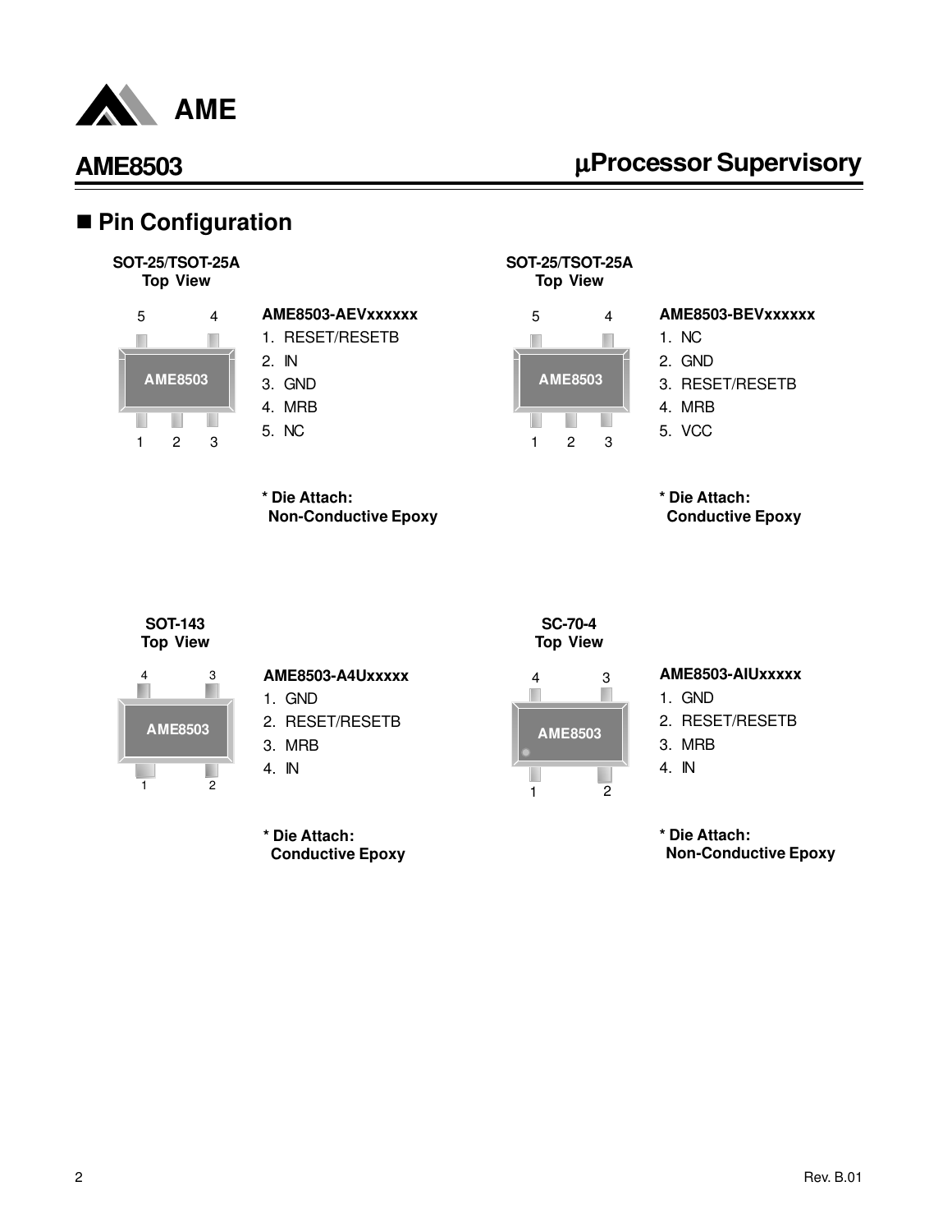## Pin Configuration

**SOT-25/TSOT-25A**
**Top View**

**AME8503-AEVxxxxxx**

1. RESET/RESETB
2. IN
3. GND
4. MRB
5. NC

**\* Die Attach:**
**Non-Conductive Epoxy**

**SOT-25/TSOT-25A**
**Top View**

**AME8503-BEVxxxxxx**

1. NC
2. GND
3. RESET/RESETB
4. MRB
5. VCC

**\* Die Attach:**
**Conductive Epoxy**

**SOT-143**
**Top View**

**AME8503-A4Uxxxxx**

1. GND
2. RESET/RESETB
3. MRB
4. IN

**\* Die Attach:**
**Conductive Epoxy**

**SC-70-4**
**Top View**

**AME8503-AIUxxxxx**

1. GND
2. RESET/RESETB
3. MRB
4. IN

**\* Die Attach:**
**Non-Conductive Epoxy**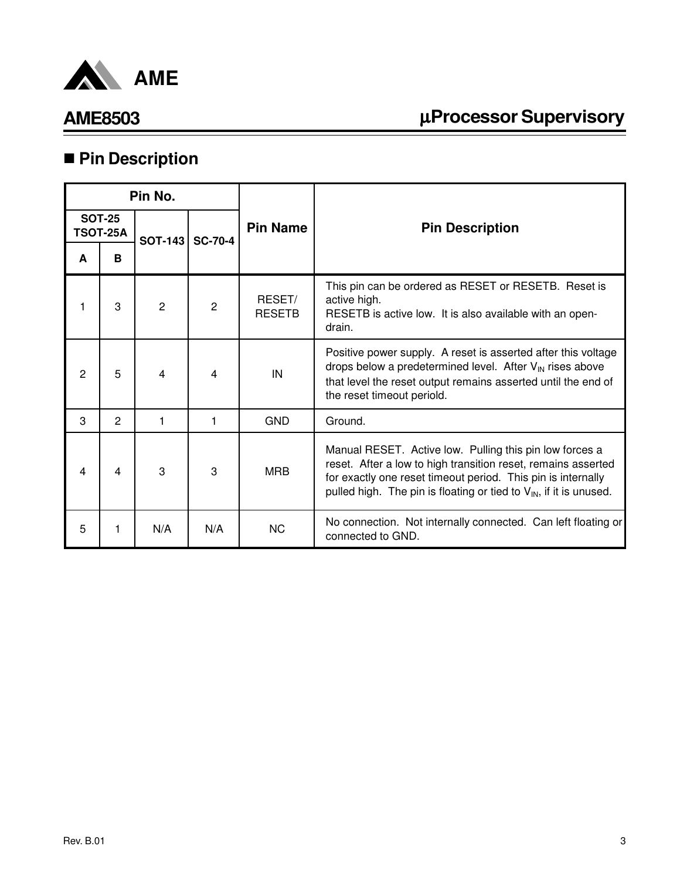## ■ Pin Description

| Pin No. | | | | Pin Name | Pin Description |
|---|---|---|---|---|---|
| SOT-25 TSOT-25A | | SOT-143 | SC-70-4 | | |
| A | B | | | | |
| 1 | 3 | 2 | 2 | RESET/ RESETB | This pin can be ordered as RESET or RESETB. Reset is active high. RESETB is active low. It is also available with an open-drain. |
| 2 | 5 | 4 | 4 | IN | Positive power supply. A reset is asserted after this voltage drops below a predetermined level. After $V_{IN}$ rises above that level the reset output remains asserted until the end of the reset timeout periold. |
| 3 | 2 | 1 | 1 | GND | Ground. |
| 4 | 4 | 3 | 3 | MRB | Manual RESET. Active low. Pulling this pin low forces a reset. After a low to high transition reset, remains asserted for exactly one reset timeout period. This pin is internally pulled high. The pin is floating or tied to $V_{IN}$, if it is unused. |
| 5 | 1 | N/A | N/A | NC | No connection. Not internally connected. Can left floating or connected to GND. |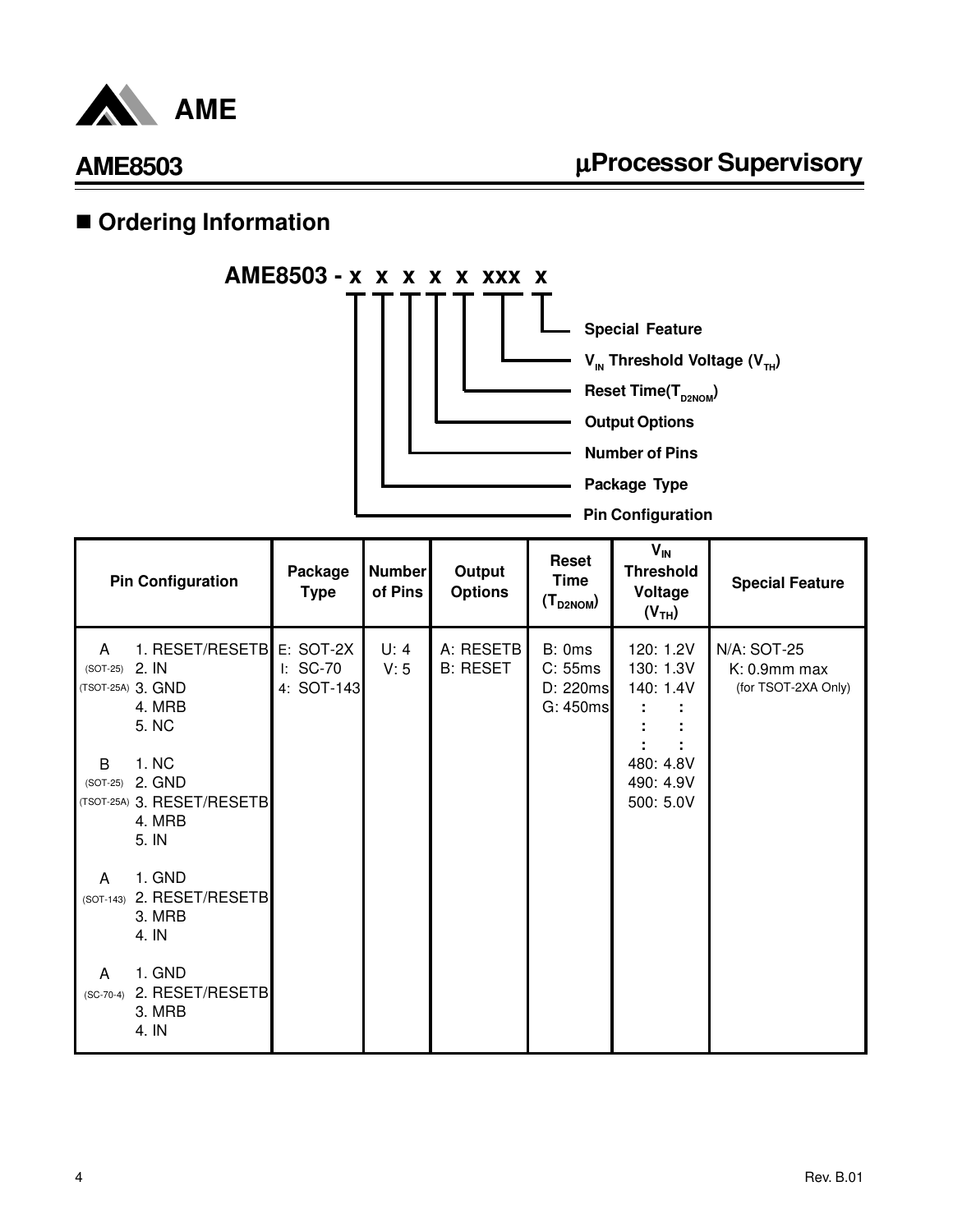## Ordering Information

**AME8503 - x x x x x xxx x**

- Special Feature
- $V_{IN}$ Threshold Voltage ($V_{TH}$)
- Reset Time($T_{D2NOM}$)
- Output Options
- Number of Pins
- Package Type
- Pin Configuration

| Pin Configuration | Package Type | Number of Pins | Output Options | Reset Time ($T_{D2NOM}$) | $V_{IN}$ Threshold Voltage ($V_{TH}$) | Special Feature |
|---|---|---|---|---|---|---|
| A (SOT-25) (TSOT-25A) 1. RESET/RESETB 2. IN 3. GND 4. MRB 5. NC<br>B (SOT-25) (TSOT-25A) 1. NC 2. GND 3. RESET/RESETB 4. MRB 5. IN<br>A (SOT-143) 1. GND 2. RESET/RESETB 3. MRB 4. IN<br>A (SC-70-4) 1. GND 2. RESET/RESETB 3. MRB 4. IN | E: SOT-2X<br>I: SC-70<br>4: SOT-143 | U: 4<br>V: 5 | A: RESETB<br>B: RESET | B: 0ms<br>C: 55ms<br>D: 220ms<br>G: 450ms | 120: 1.2V<br>130: 1.3V<br>140: 1.4V<br>: :<br>: :<br>: :<br>480: 4.8V<br>490: 4.9V<br>500: 5.0V | N/A: SOT-25<br>K: 0.9mm max (for TSOT-2XA Only) |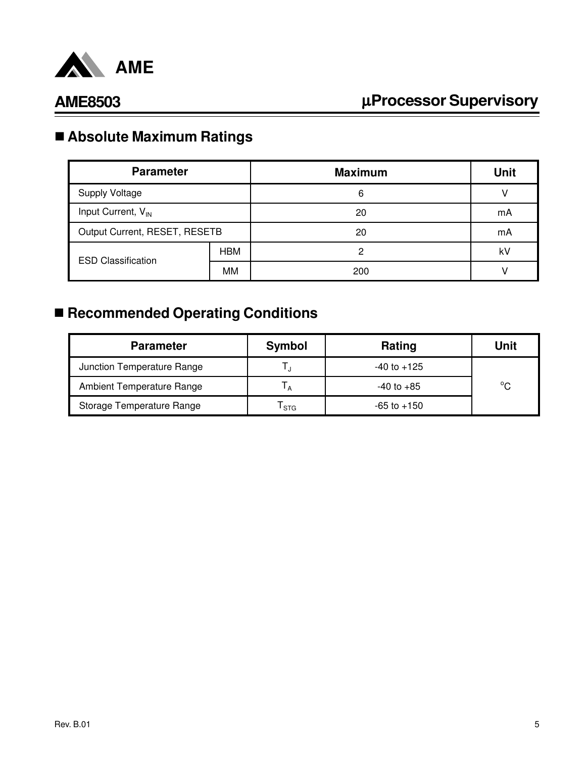## ■ Absolute Maximum Ratings

| Parameter | | Maximum | Unit |
|---|---|---|---|
| Supply Voltage | | 6 | V |
| Input Current, $V_{IN}$ | | 20 | mA |
| Output Current, RESET, RESETB | | 20 | mA |
| ESD Classification | HBM | 2 | kV |
| | MM | 200 | V |

## ■ Recommended Operating Conditions

| Parameter | Symbol | Rating | Unit |
|---|---|---|---|
| Junction Temperature Range | $T_J$ | -40 to +125 | $^oC$ |
| Ambient Temperature Range | $T_A$ | -40 to +85 | |
| Storage Temperature Range | $T_{STG}$ | -65 to +150 | |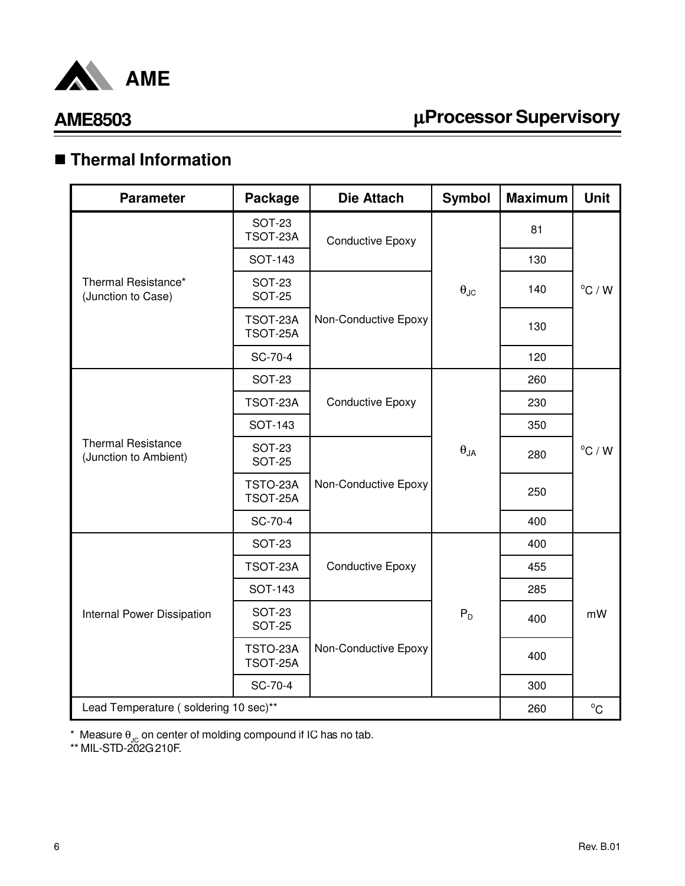## ■ Thermal Information

| Parameter | Package | Die Attach | Symbol | Maximum | Unit |
|---|---|---|---|---|---|
| Thermal Resistance* (Junction to Case) | SOT-23 TSOT-23A | Conductive Epoxy | $\theta_{JC}$ | 81 | °C / W |
| | SOT-143 | | | 130 | |
| | SOT-23 SOT-25 | Non-Conductive Epoxy | | 140 | |
| | TSOT-23A TSOT-25A | | | 130 | |
| | SC-70-4 | | | 120 | |
| Thermal Resistance (Junction to Ambient) | SOT-23 | Conductive Epoxy | $\theta_{JA}$ | 260 | °C / W |
| | TSOT-23A | | | 230 | |
| | SOT-143 | | | 350 | |
| | SOT-23 SOT-25 | Non-Conductive Epoxy | | 280 | |
| | TSTO-23A TSOT-25A | | | 250 | |
| | SC-70-4 | | | 400 | |
| Internal Power Dissipation | SOT-23 | Conductive Epoxy | $P_D$ | 400 | mW |
| | TSOT-23A | | | 455 | |
| | SOT-143 | | | 285 | |
| | SOT-23 SOT-25 | Non-Conductive Epoxy | | 400 | |
| | TSTO-23A TSOT-25A | | | 400 | |
| | SC-70-4 | | | 300 | |
| Lead Temperature ( soldering 10 sec)** | | | | 260 | °C |

\* Measure $\theta_{JC}$ on center of molding compound if IC has no tab.
** MIL-STD-202G 210F.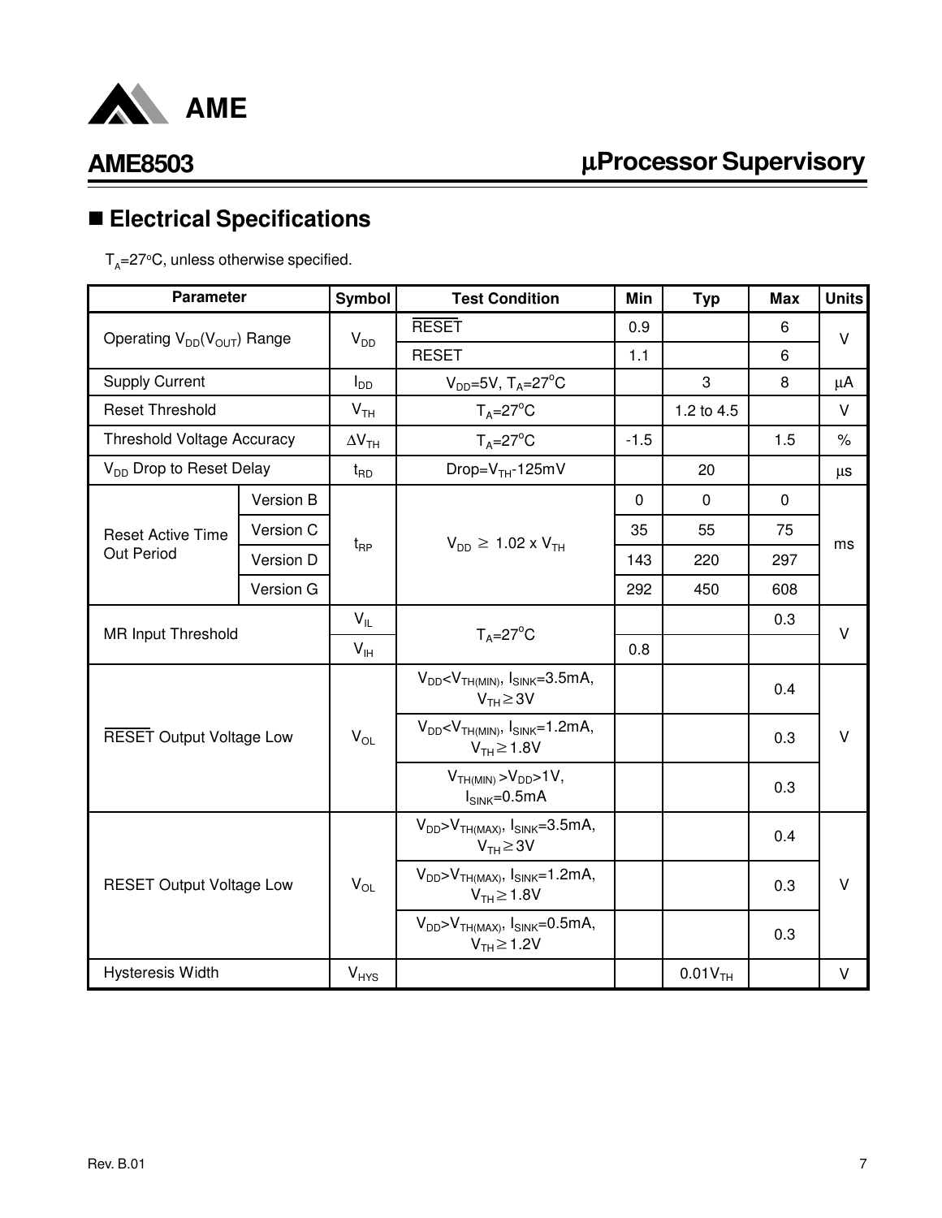## ■ Electrical Specifications

$T_A$=27°C, unless otherwise specified.

| Parameter | | Symbol | Test Condition | Min | Typ | Max | Units |
|---|---|---|---|---|---|---|---|
| Operating $V_{DD}$($V_{OUT}$) Range | | $V_{DD}$ | $\overline{RESET}$ | 0.9 | | 6 | V |
| | | | RESET | 1.1 | | 6 | |
| Supply Current | | $I_{DD}$ | $V_{DD}$=5V, $T_A$=27°C | | 3 | 8 | μA |
| Reset Threshold | | $V_{TH}$ | $T_A$=27°C | | 1.2 to 4.5 | | V |
| Threshold Voltage Accuracy | | $\Delta V_{TH}$ | $T_A$=27°C | -1.5 | | 1.5 | % |
| $V_{DD}$ Drop to Reset Delay | | $t_{RD}$ | Drop=$V_{TH}$-125mV | | 20 | | μs |
| Reset Active Time Out Period | Version B | $t_{RP}$ | $V_{DD} \geq 1.02 \times V_{TH}$ | 0 | 0 | 0 | ms |
| | Version C | | | 35 | 55 | 75 | |
| | Version D | | | 143 | 220 | 297 | |
| | Version G | | | 292 | 450 | 608 | |
| MR Input Threshold | | $V_{IL}$ | $T_A$=27°C | | | 0.3 | V |
| | | $V_{IH}$ | | 0.8 | | | |
| $\overline{RESET}$ Output Voltage Low | | $V_{OL}$ | $V_{DD}$<$V_{TH(MIN)}$, $I_{SINK}$=3.5mA, $V_{TH} \geq 3$V | | | 0.4 | V |
| | | | $V_{DD}$<$V_{TH(MIN)}$, $I_{SINK}$=1.2mA, $V_{TH} \geq 1.8$V | | | 0.3 | |
| | | | $V_{TH(MIN)}$ >$V_{DD}$>1V, $I_{SINK}$=0.5mA | | | 0.3 | |
| RESET Output Voltage Low | | $V_{OL}$ | $V_{DD}$>$V_{TH(MAX)}$, $I_{SINK}$=3.5mA, $V_{TH} \geq 3$V | | | 0.4 | V |
| | | | $V_{DD}$>$V_{TH(MAX)}$, $I_{SINK}$=1.2mA, $V_{TH} \geq 1.8$V | | | 0.3 | |
| | | | $V_{DD}$>$V_{TH(MAX)}$, $I_{SINK}$=0.5mA, $V_{TH} \geq 1.2$V | | | 0.3 | |
| Hysteresis Width | | $V_{HYS}$ | | | 0.01$V_{TH}$ | | V |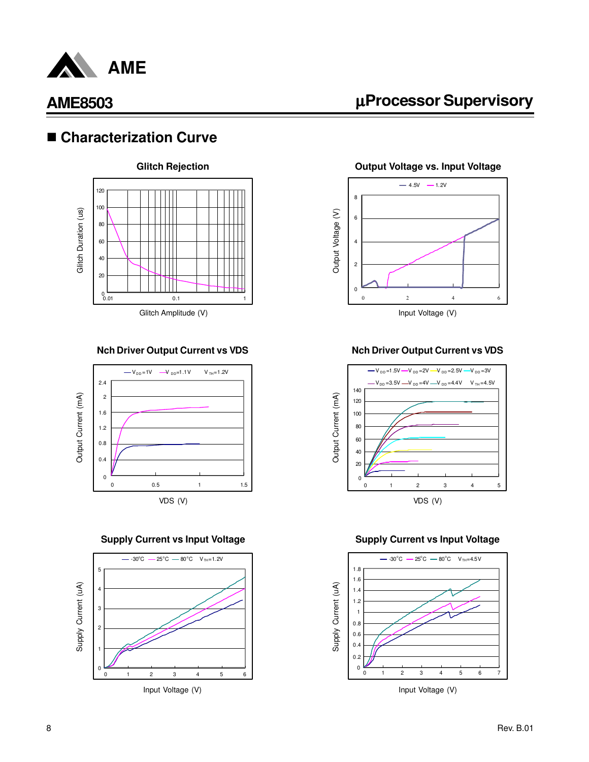## Characterization Curve

**Glitch Rejection**

Glitch Duration (us) vs Glitch Amplitude (V)

**Output Voltage vs. Input Voltage**

— 4.5V — 1.2V

Output Voltage (V) vs Input Voltage (V)

**Nch Driver Output Current vs VDS**

— $V_{DD}$=1V — $V_{DD}$=1.1V $V_{TH}$=1.2V

Output Current (mA) vs VDS (V)

**Nch Driver Output Current vs VDS**

— $V_{DD}$=1.5V — $V_{DD}$=2V — $V_{DD}$=2.5V — $V_{DD}$=3V

— $V_{DD}$=3.5V — $V_{DD}$=4V — $V_{DD}$=4.4V $V_{TH}$=4.5V

Output Current (mA) vs VDS (V)

**Supply Current vs Input Voltage**

— -30°C — 25°C — 80°C $V_{TH}$=1.2V

Supply Current (uA) vs Input Voltage (V)

**Supply Current vs Input Voltage**

— -30°C — 25°C — 80°C $V_{TH}$=4.5V

Supply Current (uA) vs Input Voltage (V)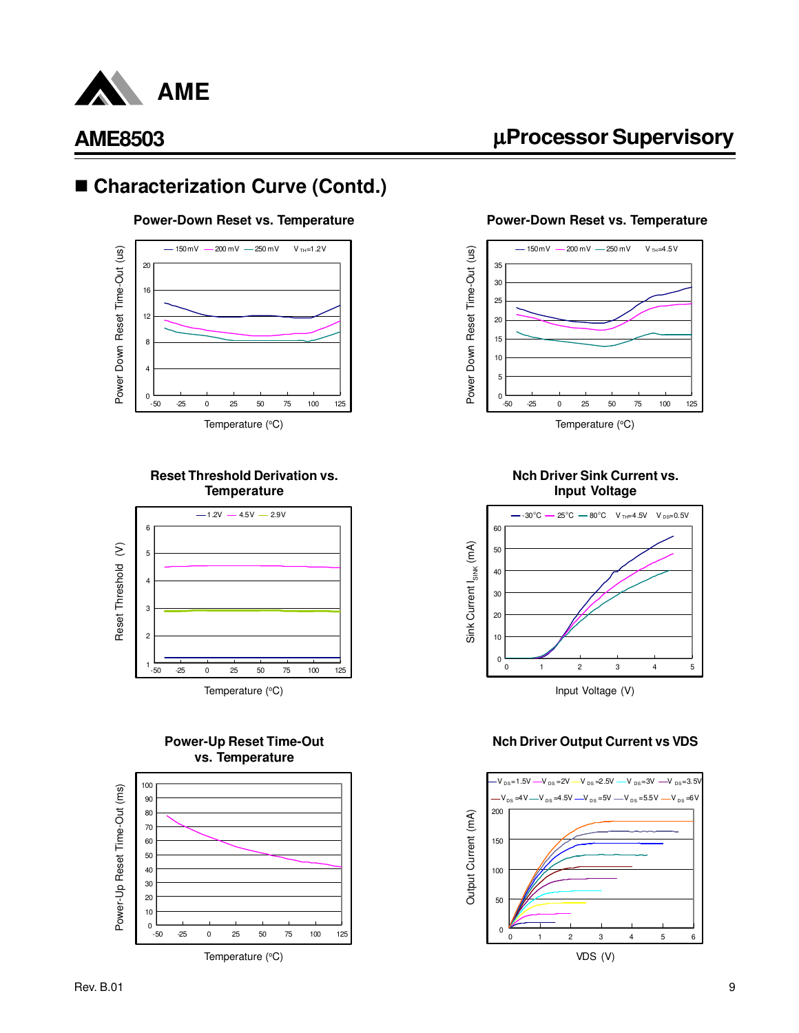## ■ Characterization Curve (Contd.)

**Power-Down Reset vs. Temperature**

150mV, 200mV, 250mV, $V_{TH}$=1.2V

Power Down Reset Time-Out (us)

Temperature (°C)

**Power-Down Reset vs. Temperature**

150mV, 200mV, 250mV, $V_{TH}$=4.5V

Power Down Reset Time-Out (us)

Temperature (°C)

**Reset Threshold Derivation vs. Temperature**

1.2V, 4.5V, 2.9V

Reset Threshold (V)

Temperature (°C)

**Nch Driver Sink Current vs. Input Voltage**

-30°C, 25°C, 80°C, $V_{TH}$=4.5V, $V_{DS}$=0.5V

Sink Current $I_{SINK}$ (mA)

Input Voltage (V)

**Power-Up Reset Time-Out vs. Temperature**

Power-Up Reset Time-Out (ms)

Temperature (°C)

**Nch Driver Output Current vs VDS**

$V_{DS}$=1.5V, $V_{DS}$=2V, $V_{DS}$=2.5V, $V_{DS}$=3V, $V_{DS}$=3.5V, $V_{DS}$=4V, $V_{DS}$=4.5V, $V_{DS}$=5V, $V_{DS}$=5.5V, $V_{DS}$=6V

Output Current (mA)

VDS (V)

Rev. B.01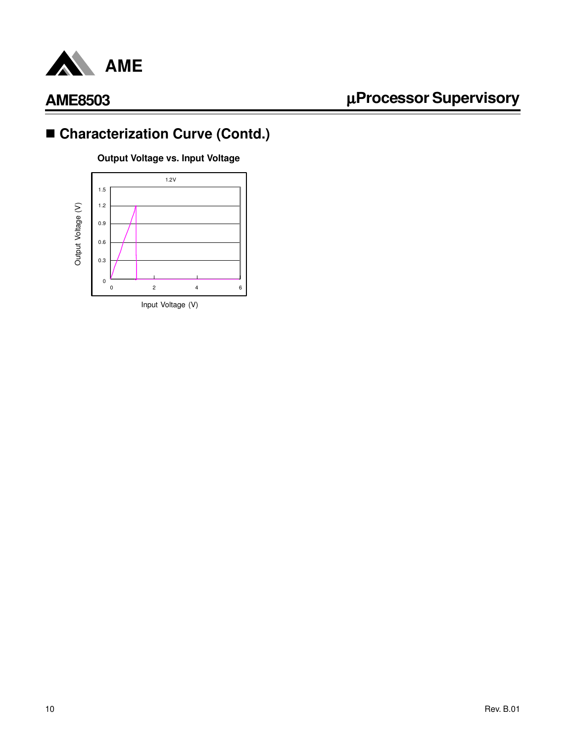## ■ Characterization Curve (Contd.)

**Output Voltage vs. Input Voltage**

1.2V

Output Voltage (V)

1.5
1.2
0.9
0.6
0.3
0

0 2 4 6

Input Voltage (V)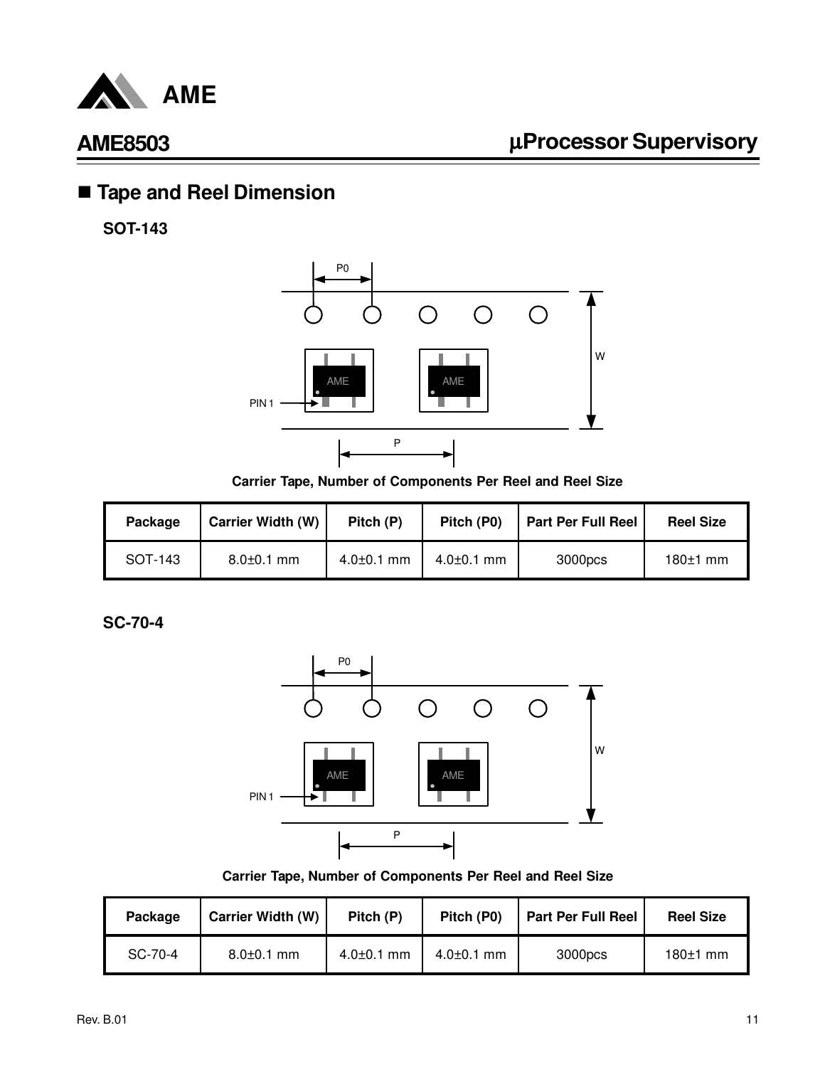## Tape and Reel Dimension

### SOT-143

Carrier Tape, Number of Components Per Reel and Reel Size

| Package | Carrier Width (W) | Pitch (P) | Pitch (P0) | Part Per Full Reel | Reel Size |
|---|---|---|---|---|---|
| SOT-143 | 8.0±0.1 mm | 4.0±0.1 mm | 4.0±0.1 mm | 3000pcs | 180±1 mm |

### SC-70-4

Carrier Tape, Number of Components Per Reel and Reel Size

| Package | Carrier Width (W) | Pitch (P) | Pitch (P0) | Part Per Full Reel | Reel Size |
|---|---|---|---|---|---|
| SC-70-4 | 8.0±0.1 mm | 4.0±0.1 mm | 4.0±0.1 mm | 3000pcs | 180±1 mm |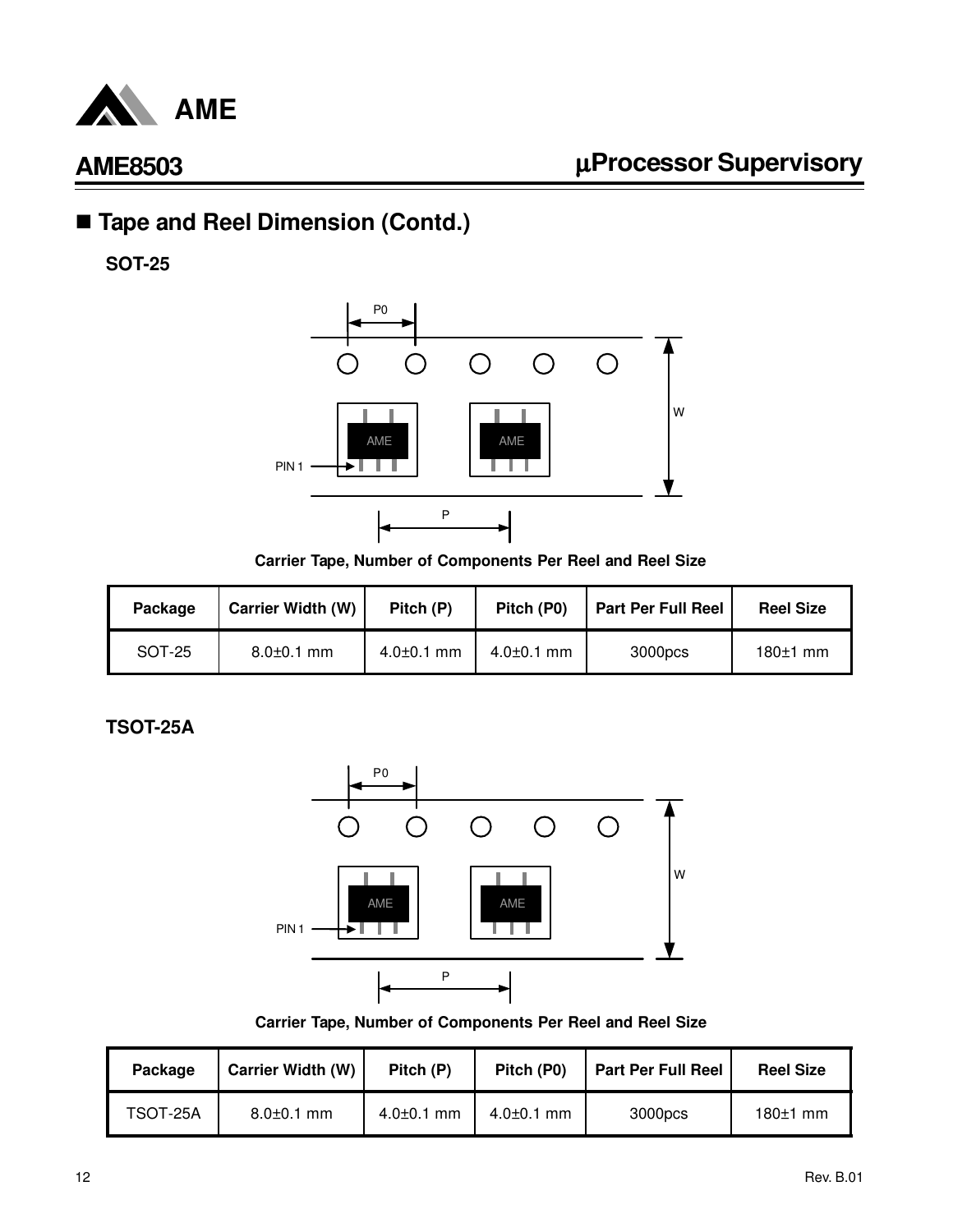## ■ Tape and Reel Dimension (Contd.)

**SOT-25**

P0

W

PIN 1

AME

AME

P

**Carrier Tape, Number of Components Per Reel and Reel Size**

| Package | Carrier Width (W) | Pitch (P) | Pitch (P0) | Part Per Full Reel | Reel Size |
|---|---|---|---|---|---|
| SOT-25 | 8.0±0.1 mm | 4.0±0.1 mm | 4.0±0.1 mm | 3000pcs | 180±1 mm |

**TSOT-25A**

P0

W

PIN 1

AME

AME

P

**Carrier Tape, Number of Components Per Reel and Reel Size**

| Package | Carrier Width (W) | Pitch (P) | Pitch (P0) | Part Per Full Reel | Reel Size |
|---|---|---|---|---|---|
| TSOT-25A | 8.0±0.1 mm | 4.0±0.1 mm | 4.0±0.1 mm | 3000pcs | 180±1 mm |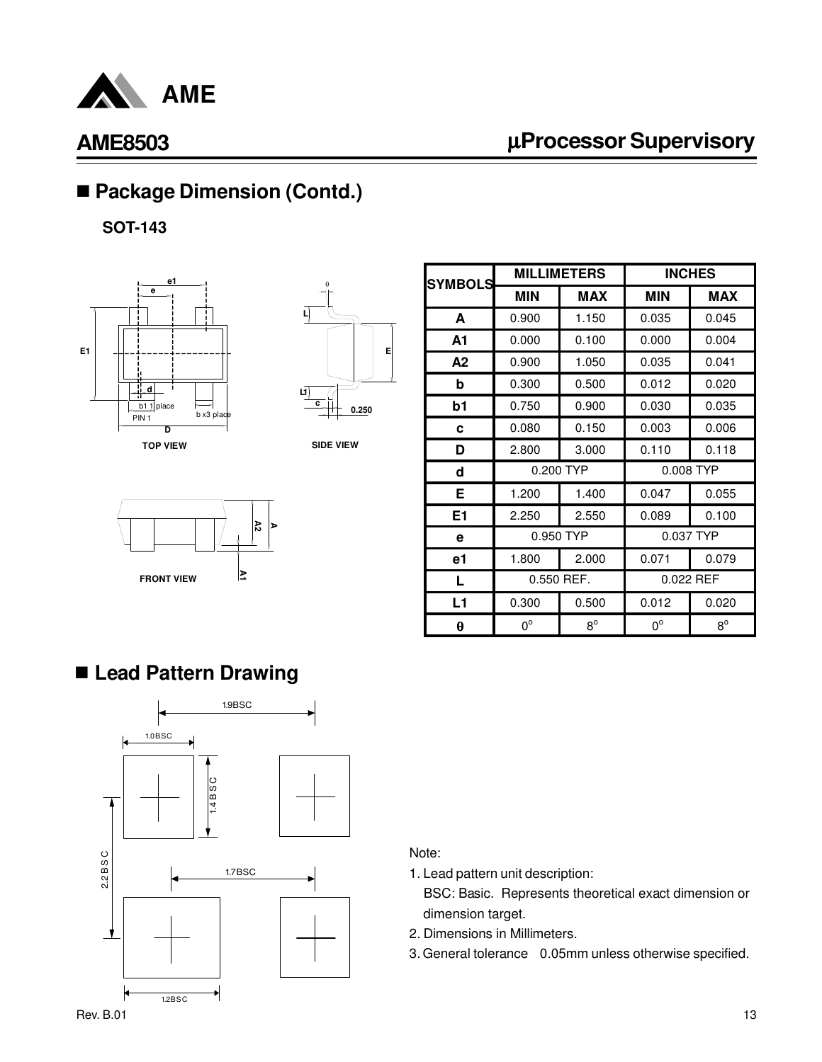## ■ Package Dimension (Contd.)

**SOT-143**

| SYMBOLS | MILLIMETERS | | INCHES | |
|---|---|---|---|---|
| | MIN | MAX | MIN | MAX |
| A | 0.900 | 1.150 | 0.035 | 0.045 |
| A1 | 0.000 | 0.100 | 0.000 | 0.004 |
| A2 | 0.900 | 1.050 | 0.035 | 0.041 |
| b | 0.300 | 0.500 | 0.012 | 0.020 |
| b1 | 0.750 | 0.900 | 0.030 | 0.035 |
| c | 0.080 | 0.150 | 0.003 | 0.006 |
| D | 2.800 | 3.000 | 0.110 | 0.118 |
| d | 0.200 TYP | | 0.008 TYP | |
| E | 1.200 | 1.400 | 0.047 | 0.055 |
| E1 | 2.250 | 2.550 | 0.089 | 0.100 |
| e | 0.950 TYP | | 0.037 TYP | |
| e1 | 1.800 | 2.000 | 0.071 | 0.079 |
| L | 0.550 REF. | | 0.022 REF | |
| L1 | 0.300 | 0.500 | 0.012 | 0.020 |
| θ | 0° | 8° | 0° | 8° |

## ■ Lead Pattern Drawing

Note:

1. Lead pattern unit description:
   BSC: Basic. Represents theoretical exact dimension or dimension target.
2. Dimensions in Millimeters.
3. General tolerance 0.05mm unless otherwise specified.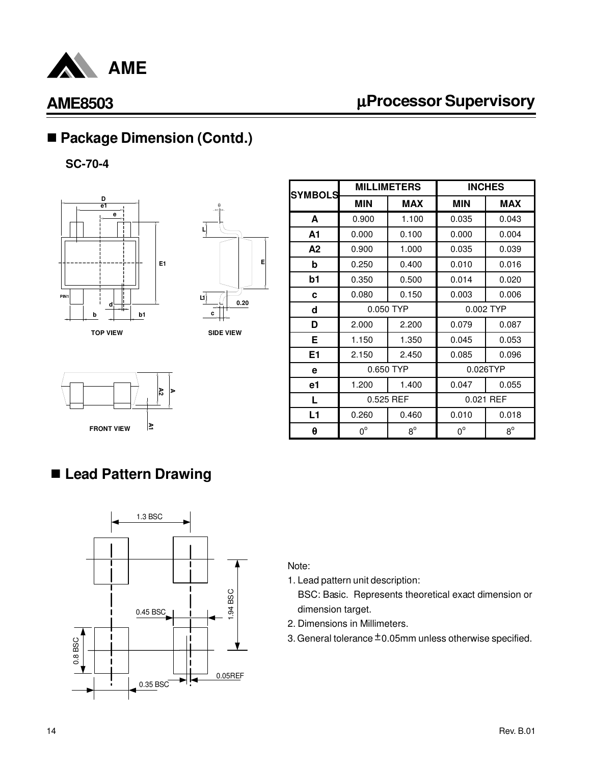## Package Dimension (Contd.)

**SC-70-4**

| SYMBOLS | MILLIMETERS | | INCHES | |
|---|---|---|---|---|
| | MIN | MAX | MIN | MAX |
| A | 0.900 | 1.100 | 0.035 | 0.043 |
| A1 | 0.000 | 0.100 | 0.000 | 0.004 |
| A2 | 0.900 | 1.000 | 0.035 | 0.039 |
| b | 0.250 | 0.400 | 0.010 | 0.016 |
| b1 | 0.350 | 0.500 | 0.014 | 0.020 |
| c | 0.080 | 0.150 | 0.003 | 0.006 |
| d | 0.050 TYP | | 0.002 TYP | |
| D | 2.000 | 2.200 | 0.079 | 0.087 |
| E | 1.150 | 1.350 | 0.045 | 0.053 |
| E1 | 2.150 | 2.450 | 0.085 | 0.096 |
| e | 0.650 TYP | | 0.026TYP | |
| e1 | 1.200 | 1.400 | 0.047 | 0.055 |
| L | 0.525 REF | | 0.021 REF | |
| L1 | 0.260 | 0.460 | 0.010 | 0.018 |
| θ | 0° | 8° | 0° | 8° |

TOP VIEW

SIDE VIEW

FRONT VIEW

## Lead Pattern Drawing

Note:

1. Lead pattern unit description:
   BSC: Basic. Represents theoretical exact dimension or dimension target.
2. Dimensions in Millimeters.
3. General tolerance ±0.05mm unless otherwise specified.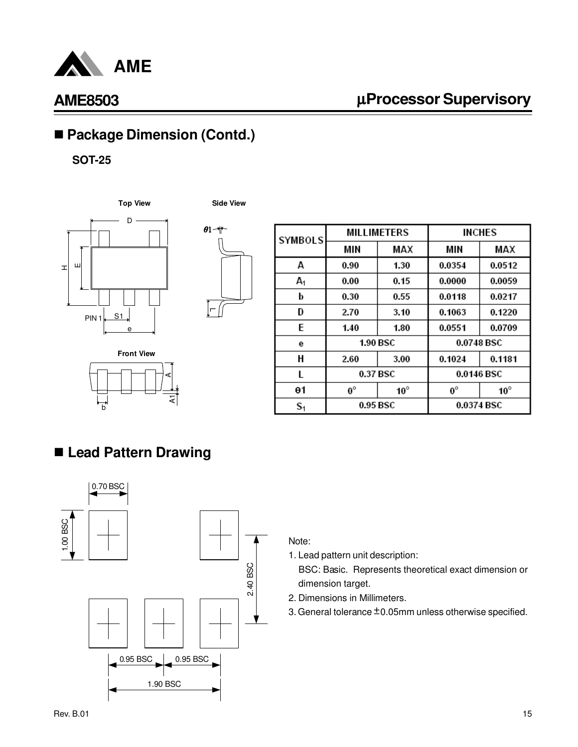## Package Dimension (Contd.)

**SOT-25**

Top View

Side View

Front View

| SYMBOLS | MILLIMETERS | | INCHES | |
|---|---|---|---|---|
| | MIN | MAX | MIN | MAX |
| A | 0.90 | 1.30 | 0.0354 | 0.0512 |
| $A_1$ | 0.00 | 0.15 | 0.0000 | 0.0059 |
| b | 0.30 | 0.55 | 0.0118 | 0.0217 |
| D | 2.70 | 3.10 | 0.1063 | 0.1220 |
| E | 1.40 | 1.80 | 0.0551 | 0.0709 |
| e | 1.90 BSC | | 0.0748 BSC | |
| H | 2.60 | 3.00 | 0.1024 | 0.1181 |
| L | 0.37 BSC | | 0.0146 BSC | |
| θ1 | 0° | 10° | 0° | 10° |
| $S_1$ | 0.95 BSC | | 0.0374 BSC | |

## Lead Pattern Drawing

0.70 BSC

1.00 BSC

2.40 BSC

0.95 BSC 0.95 BSC

1.90 BSC

Note:

1. Lead pattern unit description:
   BSC: Basic. Represents theoretical exact dimension or dimension target.
2. Dimensions in Millimeters.
3. General tolerance ±0.05mm unless otherwise specified.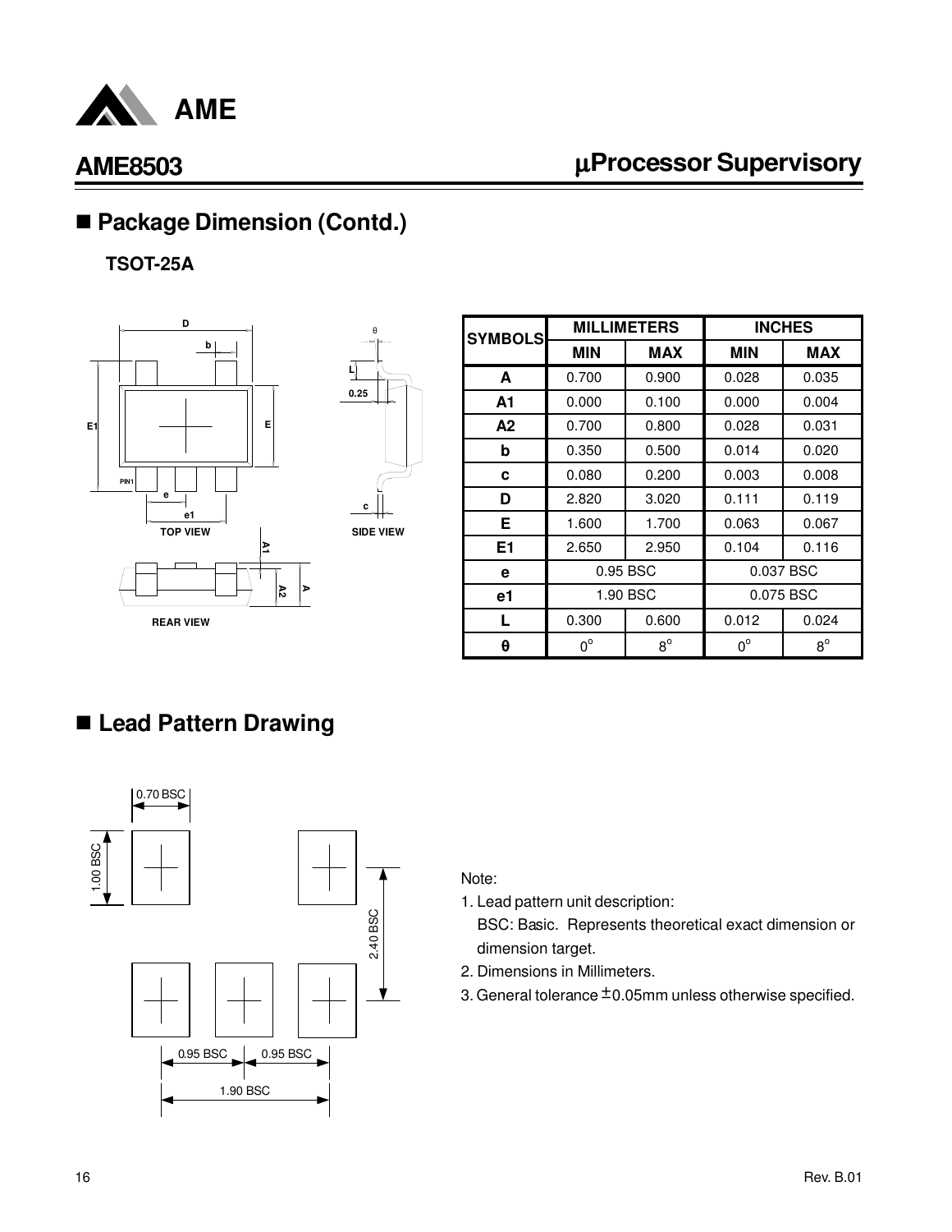## ■ Package Dimension (Contd.)

**TSOT-25A**

| SYMBOLS | MILLIMETERS | | INCHES | |
|---|---|---|---|---|
| | MIN | MAX | MIN | MAX |
| A | 0.700 | 0.900 | 0.028 | 0.035 |
| A1 | 0.000 | 0.100 | 0.000 | 0.004 |
| A2 | 0.700 | 0.800 | 0.028 | 0.031 |
| b | 0.350 | 0.500 | 0.014 | 0.020 |
| c | 0.080 | 0.200 | 0.003 | 0.008 |
| D | 2.820 | 3.020 | 0.111 | 0.119 |
| E | 1.600 | 1.700 | 0.063 | 0.067 |
| E1 | 2.650 | 2.950 | 0.104 | 0.116 |
| e | 0.95 BSC | | 0.037 BSC | |
| e1 | 1.90 BSC | | 0.075 BSC | |
| L | 0.300 | 0.600 | 0.012 | 0.024 |
| θ | $0^{o}$ | $8^{o}$ | $0^{o}$ | $8^{o}$ |

## ■ Lead Pattern Drawing

Note:

1. Lead pattern unit description:
   BSC: Basic. Represents theoretical exact dimension or dimension target.
2. Dimensions in Millimeters.
3. General tolerance ±0.05mm unless otherwise specified.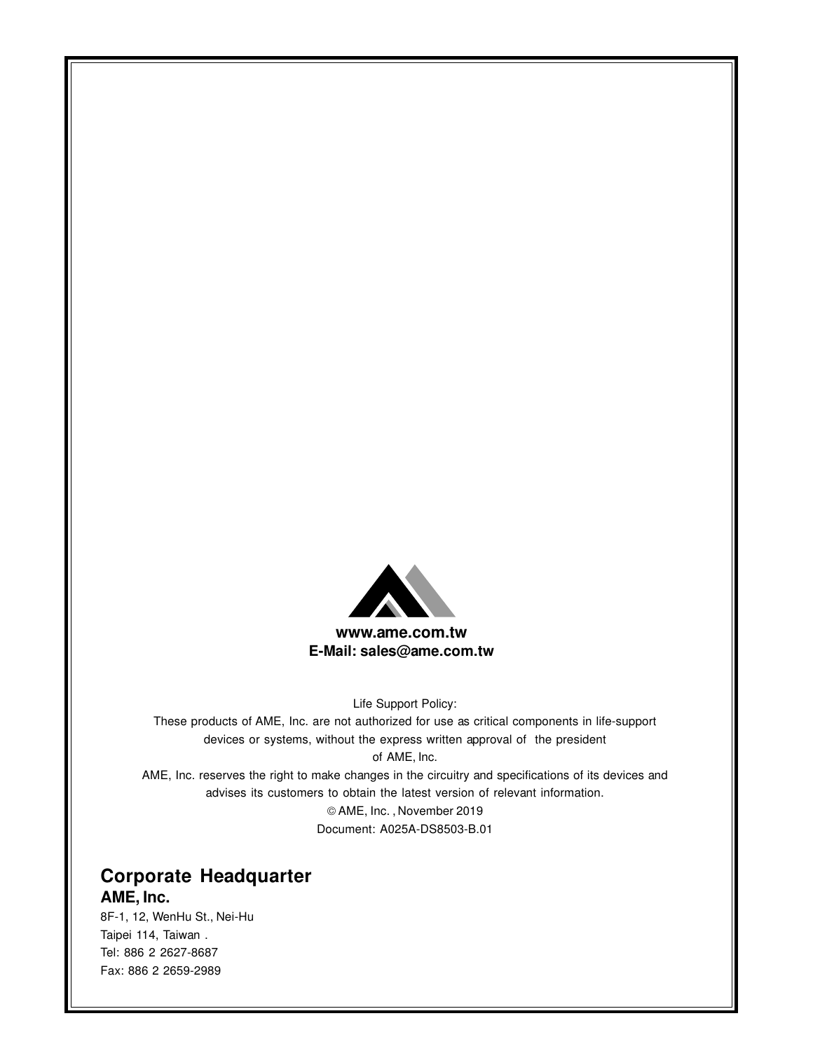**www.ame.com.tw**
**E-Mail: sales@ame.com.tw**

Life Support Policy:
These products of AME, Inc. are not authorized for use as critical components in life-support devices or systems, without the express written approval of the president of AME, Inc.

AME, Inc. reserves the right to make changes in the circuitry and specifications of its devices and advises its customers to obtain the latest version of relevant information.

© AME, Inc. , November 2019
Document: A025A-DS8503-B.01

## Corporate Headquarter

**AME, Inc.**

8F-1, 12, WenHu St., Nei-Hu
Taipei 114, Taiwan .
Tel: 886 2 2627-8687
Fax: 886 2 2659-2989